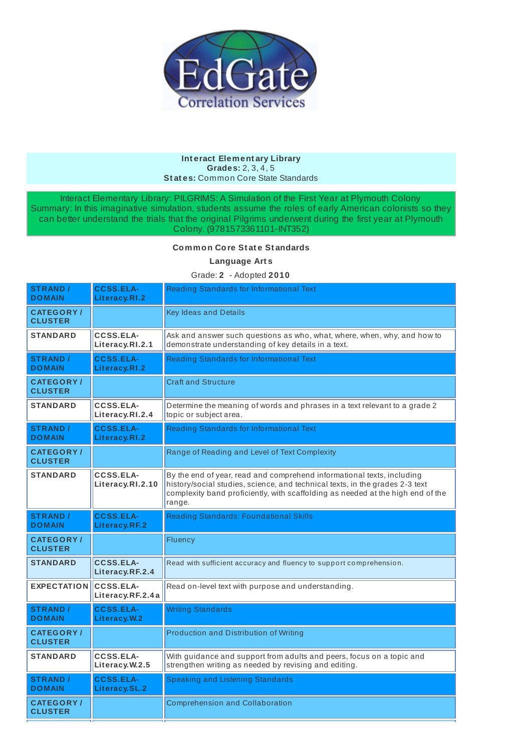EdGate Correlation Services

**Interact Elementary Library**
**Grades:** 2, 3, 4, 5
**States:** Common Core State Standards

Interact Elementary Library: PILGRIMS: A Simulation of the First Year at Plymouth Colony
Summary: In this imaginative simulation, students assume the roles of early American colonists so they can better understand the trials that the original Pilgrims underwent during the first year at Plymouth Colony. (9781573361101-INT352)

**Common Core State Standards**

**Language Arts**

Grade: **2** - Adopted **2010**

| | | |
|---|---|---|
| **STRAND / DOMAIN** | **CCSS.ELA-Literacy.RI.2** | Reading Standards for Informational Text |
| **CATEGORY / CLUSTER** | | Key Ideas and Details |
| **STANDARD** | **CCSS.ELA-Literacy.RI.2.1** | Ask and answer such questions as who, what, where, when, why, and how to demonstrate understanding of key details in a text. |
| **STRAND / DOMAIN** | **CCSS.ELA-Literacy.RI.2** | Reading Standards for Informational Text |
| **CATEGORY / CLUSTER** | | Craft and Structure |
| **STANDARD** | **CCSS.ELA-Literacy.RI.2.4** | Determine the meaning of words and phrases in a text relevant to a grade 2 topic or subject area. |
| **STRAND / DOMAIN** | **CCSS.ELA-Literacy.RI.2** | Reading Standards for Informational Text |
| **CATEGORY / CLUSTER** | | Range of Reading and Level of Text Complexity |
| **STANDARD** | **CCSS.ELA-Literacy.RI.2.10** | By the end of year, read and comprehend informational texts, including history/social studies, science, and technical texts, in the grades 2-3 text complexity band proficiently, with scaffolding as needed at the high end of the range. |
| **STRAND / DOMAIN** | **CCSS.ELA-Literacy.RF.2** | Reading Standards: Foundational Skills |
| **CATEGORY / CLUSTER** | | Fluency |
| **STANDARD** | **CCSS.ELA-Literacy.RF.2.4** | Read with sufficient accuracy and fluency to support comprehension. |
| **EXPECTATION** | **CCSS.ELA-Literacy.RF.2.4a** | Read on-level text with purpose and understanding. |
| **STRAND / DOMAIN** | **CCSS.ELA-Literacy.W.2** | Writing Standards |
| **CATEGORY / CLUSTER** | | Production and Distribution of Writing |
| **STANDARD** | **CCSS.ELA-Literacy.W.2.5** | With guidance and support from adults and peers, focus on a topic and strengthen writing as needed by revising and editing. |
| **STRAND / DOMAIN** | **CCSS.ELA-Literacy.SL.2** | Speaking and Listening Standards |
| **CATEGORY / CLUSTER** | | Comprehension and Collaboration |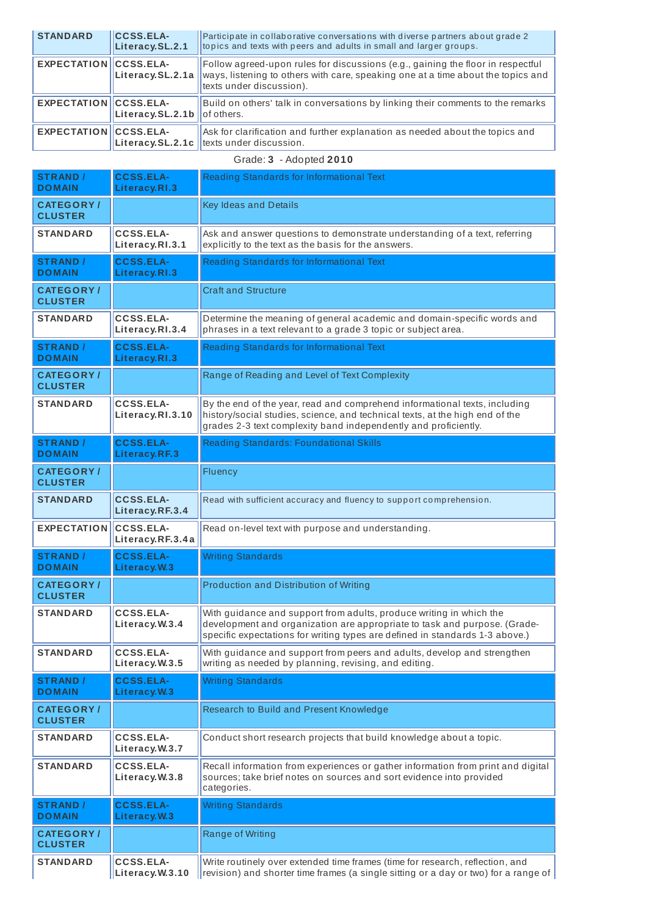| | | |
|---|---|---|
| STANDARD | CCSS.ELA-Literacy.SL.2.1 | Participate in collaborative conversations with diverse partners about grade 2 topics and texts with peers and adults in small and larger groups. |
| EXPECTATION | CCSS.ELA-Literacy.SL.2.1a | Follow agreed-upon rules for discussions (e.g., gaining the floor in respectful ways, listening to others with care, speaking one at a time about the topics and texts under discussion). |
| EXPECTATION | CCSS.ELA-Literacy.SL.2.1b | Build on others' talk in conversations by linking their comments to the remarks of others. |
| EXPECTATION | CCSS.ELA-Literacy.SL.2.1c | Ask for clarification and further explanation as needed about the topics and texts under discussion. |

Grade: **3** - Adopted **2010**

| | | |
|---|---|---|
| STRAND / DOMAIN | CCSS.ELA-Literacy.RI.3 | Reading Standards for Informational Text |
| CATEGORY / CLUSTER | | Key Ideas and Details |
| STANDARD | CCSS.ELA-Literacy.RI.3.1 | Ask and answer questions to demonstrate understanding of a text, referring explicitly to the text as the basis for the answers. |
| STRAND / DOMAIN | CCSS.ELA-Literacy.RI.3 | Reading Standards for Informational Text |
| CATEGORY / CLUSTER | | Craft and Structure |
| STANDARD | CCSS.ELA-Literacy.RI.3.4 | Determine the meaning of general academic and domain-specific words and phrases in a text relevant to a grade 3 topic or subject area. |
| STRAND / DOMAIN | CCSS.ELA-Literacy.RI.3 | Reading Standards for Informational Text |
| CATEGORY / CLUSTER | | Range of Reading and Level of Text Complexity |
| STANDARD | CCSS.ELA-Literacy.RI.3.10 | By the end of the year, read and comprehend informational texts, including history/social studies, science, and technical texts, at the high end of the grades 2-3 text complexity band independently and proficiently. |
| STRAND / DOMAIN | CCSS.ELA-Literacy.RF.3 | Reading Standards: Foundational Skills |
| CATEGORY / CLUSTER | | Fluency |
| STANDARD | CCSS.ELA-Literacy.RF.3.4 | Read with sufficient accuracy and fluency to support comprehension. |
| EXPECTATION | CCSS.ELA-Literacy.RF.3.4a | Read on-level text with purpose and understanding. |
| STRAND / DOMAIN | CCSS.ELA-Literacy.W.3 | Writing Standards |
| CATEGORY / CLUSTER | | Production and Distribution of Writing |
| STANDARD | CCSS.ELA-Literacy.W.3.4 | With guidance and support from adults, produce writing in which the development and organization are appropriate to task and purpose. (Grade-specific expectations for writing types are defined in standards 1-3 above.) |
| STANDARD | CCSS.ELA-Literacy.W.3.5 | With guidance and support from peers and adults, develop and strengthen writing as needed by planning, revising, and editing. |
| STRAND / DOMAIN | CCSS.ELA-Literacy.W.3 | Writing Standards |
| CATEGORY / CLUSTER | | Research to Build and Present Knowledge |
| STANDARD | CCSS.ELA-Literacy.W.3.7 | Conduct short research projects that build knowledge about a topic. |
| STANDARD | CCSS.ELA-Literacy.W.3.8 | Recall information from experiences or gather information from print and digital sources; take brief notes on sources and sort evidence into provided categories. |
| STRAND / DOMAIN | CCSS.ELA-Literacy.W.3 | Writing Standards |
| CATEGORY / CLUSTER | | Range of Writing |
| STANDARD | CCSS.ELA-Literacy.W.3.10 | Write routinely over extended time frames (time for research, reflection, and revision) and shorter time frames (a single sitting or a day or two) for a range of |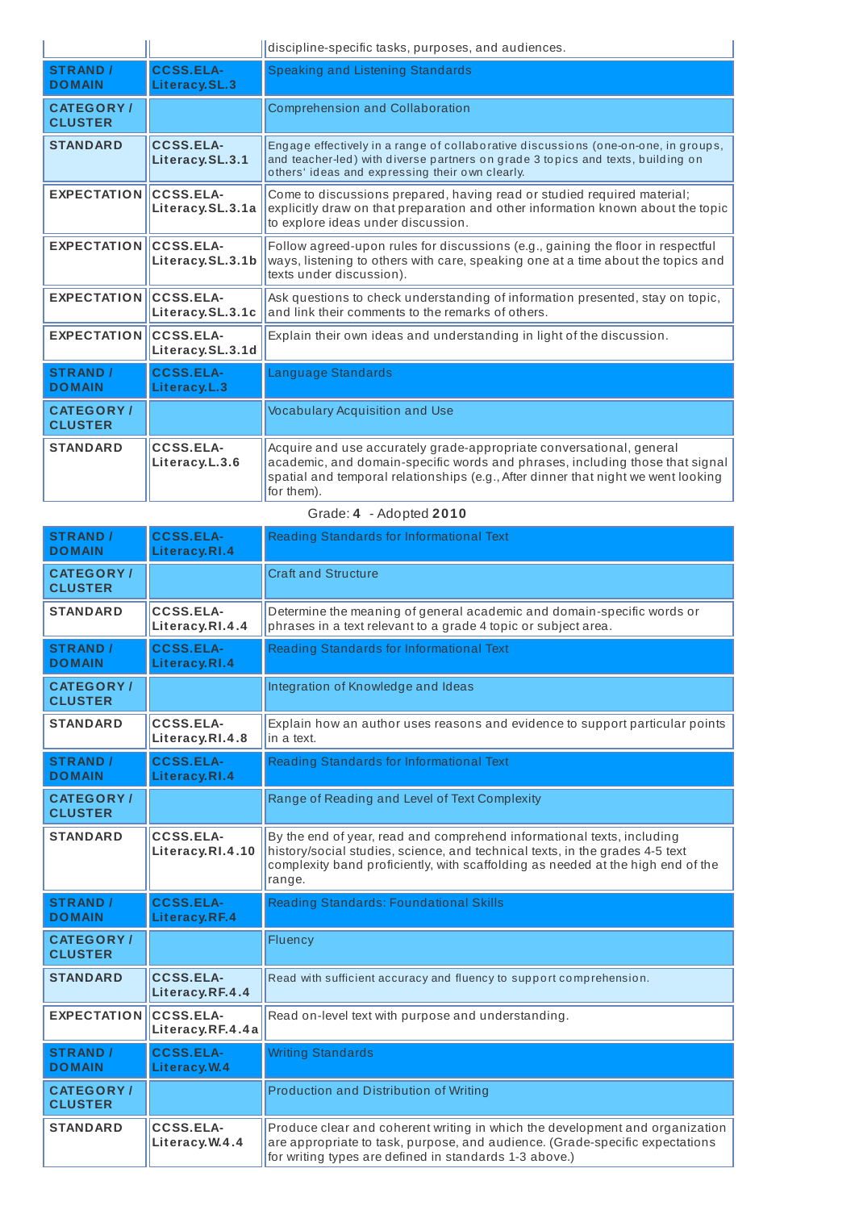| | | discipline-specific tasks, purposes, and audiences. |
|---|---|---|
| **STRAND / DOMAIN** | **CCSS.ELA-Literacy.SL.3** | Speaking and Listening Standards |
| **CATEGORY / CLUSTER** | | Comprehension and Collaboration |
| **STANDARD** | **CCSS.ELA-Literacy.SL.3.1** | Engage effectively in a range of collaborative discussions (one-on-one, in groups, and teacher-led) with diverse partners on grade 3 topics and texts, building on others' ideas and expressing their own clearly. |
| **EXPECTATION** | **CCSS.ELA-Literacy.SL.3.1a** | Come to discussions prepared, having read or studied required material; explicitly draw on that preparation and other information known about the topic to explore ideas under discussion. |
| **EXPECTATION** | **CCSS.ELA-Literacy.SL.3.1b** | Follow agreed-upon rules for discussions (e.g., gaining the floor in respectful ways, listening to others with care, speaking one at a time about the topics and texts under discussion). |
| **EXPECTATION** | **CCSS.ELA-Literacy.SL.3.1c** | Ask questions to check understanding of information presented, stay on topic, and link their comments to the remarks of others. |
| **EXPECTATION** | **CCSS.ELA-Literacy.SL.3.1d** | Explain their own ideas and understanding in light of the discussion. |
| **STRAND / DOMAIN** | **CCSS.ELA-Literacy.L.3** | Language Standards |
| **CATEGORY / CLUSTER** | | Vocabulary Acquisition and Use |
| **STANDARD** | **CCSS.ELA-Literacy.L.3.6** | Acquire and use accurately grade-appropriate conversational, general academic, and domain-specific words and phrases, including those that signal spatial and temporal relationships (e.g., After dinner that night we went looking for them). |

Grade: **4** - Adopted **2010**

| | | |
|---|---|---|
| **STRAND / DOMAIN** | **CCSS.ELA-Literacy.RI.4** | Reading Standards for Informational Text |
| **CATEGORY / CLUSTER** | | Craft and Structure |
| **STANDARD** | **CCSS.ELA-Literacy.RI.4.4** | Determine the meaning of general academic and domain-specific words or phrases in a text relevant to a grade 4 topic or subject area. |
| **STRAND / DOMAIN** | **CCSS.ELA-Literacy.RI.4** | Reading Standards for Informational Text |
| **CATEGORY / CLUSTER** | | Integration of Knowledge and Ideas |
| **STANDARD** | **CCSS.ELA-Literacy.RI.4.8** | Explain how an author uses reasons and evidence to support particular points in a text. |
| **STRAND / DOMAIN** | **CCSS.ELA-Literacy.RI.4** | Reading Standards for Informational Text |
| **CATEGORY / CLUSTER** | | Range of Reading and Level of Text Complexity |
| **STANDARD** | **CCSS.ELA-Literacy.RI.4.10** | By the end of year, read and comprehend informational texts, including history/social studies, science, and technical texts, in the grades 4-5 text complexity band proficiently, with scaffolding as needed at the high end of the range. |
| **STRAND / DOMAIN** | **CCSS.ELA-Literacy.RF.4** | Reading Standards: Foundational Skills |
| **CATEGORY / CLUSTER** | | Fluency |
| **STANDARD** | **CCSS.ELA-Literacy.RF.4.4** | Read with sufficient accuracy and fluency to support comprehension. |
| **EXPECTATION** | **CCSS.ELA-Literacy.RF.4.4a** | Read on-level text with purpose and understanding. |
| **STRAND / DOMAIN** | **CCSS.ELA-Literacy.W.4** | Writing Standards |
| **CATEGORY / CLUSTER** | | Production and Distribution of Writing |
| **STANDARD** | **CCSS.ELA-Literacy.W.4.4** | Produce clear and coherent writing in which the development and organization are appropriate to task, purpose, and audience. (Grade-specific expectations for writing types are defined in standards 1-3 above.) |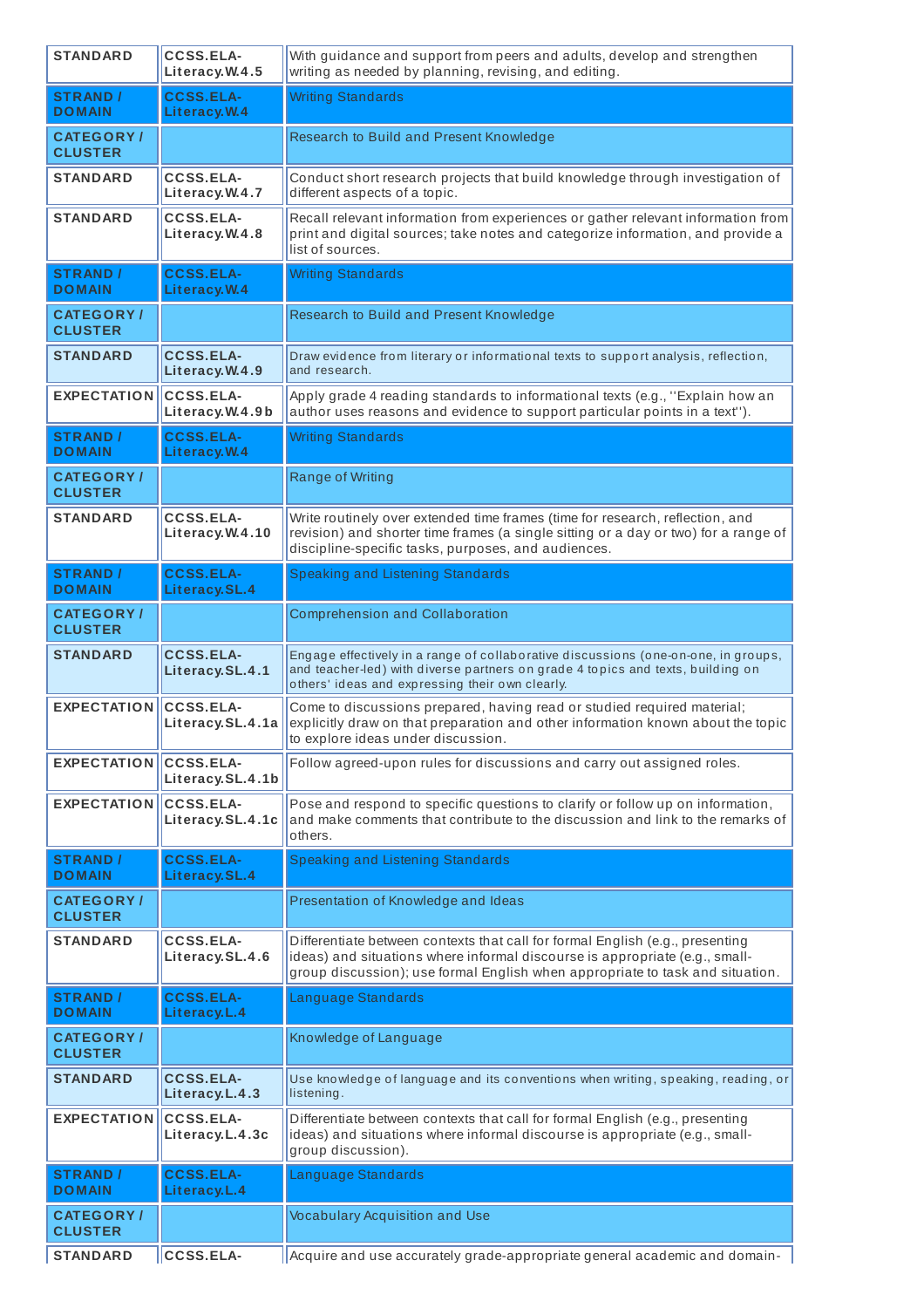| STANDARD | CCSS.ELA-Literacy.W.4.5 | With guidance and support from peers and adults, develop and strengthen writing as needed by planning, revising, and editing. |
|---|---|---|
| STRAND / DOMAIN | CCSS.ELA-Literacy.W.4 | Writing Standards |
| CATEGORY / CLUSTER | | Research to Build and Present Knowledge |
| STANDARD | CCSS.ELA-Literacy.W.4.7 | Conduct short research projects that build knowledge through investigation of different aspects of a topic. |
| STANDARD | CCSS.ELA-Literacy.W.4.8 | Recall relevant information from experiences or gather relevant information from print and digital sources; take notes and categorize information, and provide a list of sources. |
| STRAND / DOMAIN | CCSS.ELA-Literacy.W.4 | Writing Standards |
| CATEGORY / CLUSTER | | Research to Build and Present Knowledge |
| STANDARD | CCSS.ELA-Literacy.W.4.9 | Draw evidence from literary or informational texts to support analysis, reflection, and research. |
| EXPECTATION | CCSS.ELA-Literacy.W.4.9b | Apply grade 4 reading standards to informational texts (e.g., ''Explain how an author uses reasons and evidence to support particular points in a text''). |
| STRAND / DOMAIN | CCSS.ELA-Literacy.W.4 | Writing Standards |
| CATEGORY / CLUSTER | | Range of Writing |
| STANDARD | CCSS.ELA-Literacy.W.4.10 | Write routinely over extended time frames (time for research, reflection, and revision) and shorter time frames (a single sitting or a day or two) for a range of discipline-specific tasks, purposes, and audiences. |
| STRAND / DOMAIN | CCSS.ELA-Literacy.SL.4 | Speaking and Listening Standards |
| CATEGORY / CLUSTER | | Comprehension and Collaboration |
| STANDARD | CCSS.ELA-Literacy.SL.4.1 | Engage effectively in a range of collaborative discussions (one-on-one, in groups, and teacher-led) with diverse partners on grade 4 topics and texts, building on others' ideas and expressing their own clearly. |
| EXPECTATION | CCSS.ELA-Literacy.SL.4.1a | Come to discussions prepared, having read or studied required material; explicitly draw on that preparation and other information known about the topic to explore ideas under discussion. |
| EXPECTATION | CCSS.ELA-Literacy.SL.4.1b | Follow agreed-upon rules for discussions and carry out assigned roles. |
| EXPECTATION | CCSS.ELA-Literacy.SL.4.1c | Pose and respond to specific questions to clarify or follow up on information, and make comments that contribute to the discussion and link to the remarks of others. |
| STRAND / DOMAIN | CCSS.ELA-Literacy.SL.4 | Speaking and Listening Standards |
| CATEGORY / CLUSTER | | Presentation of Knowledge and Ideas |
| STANDARD | CCSS.ELA-Literacy.SL.4.6 | Differentiate between contexts that call for formal English (e.g., presenting ideas) and situations where informal discourse is appropriate (e.g., small-group discussion); use formal English when appropriate to task and situation. |
| STRAND / DOMAIN | CCSS.ELA-Literacy.L.4 | Language Standards |
| CATEGORY / CLUSTER | | Knowledge of Language |
| STANDARD | CCSS.ELA-Literacy.L.4.3 | Use knowledge of language and its conventions when writing, speaking, reading, or listening. |
| EXPECTATION | CCSS.ELA-Literacy.L.4.3c | Differentiate between contexts that call for formal English (e.g., presenting ideas) and situations where informal discourse is appropriate (e.g., small-group discussion). |
| STRAND / DOMAIN | CCSS.ELA-Literacy.L.4 | Language Standards |
| CATEGORY / CLUSTER | | Vocabulary Acquisition and Use |
| STANDARD | CCSS.ELA- | Acquire and use accurately grade-appropriate general academic and domain- |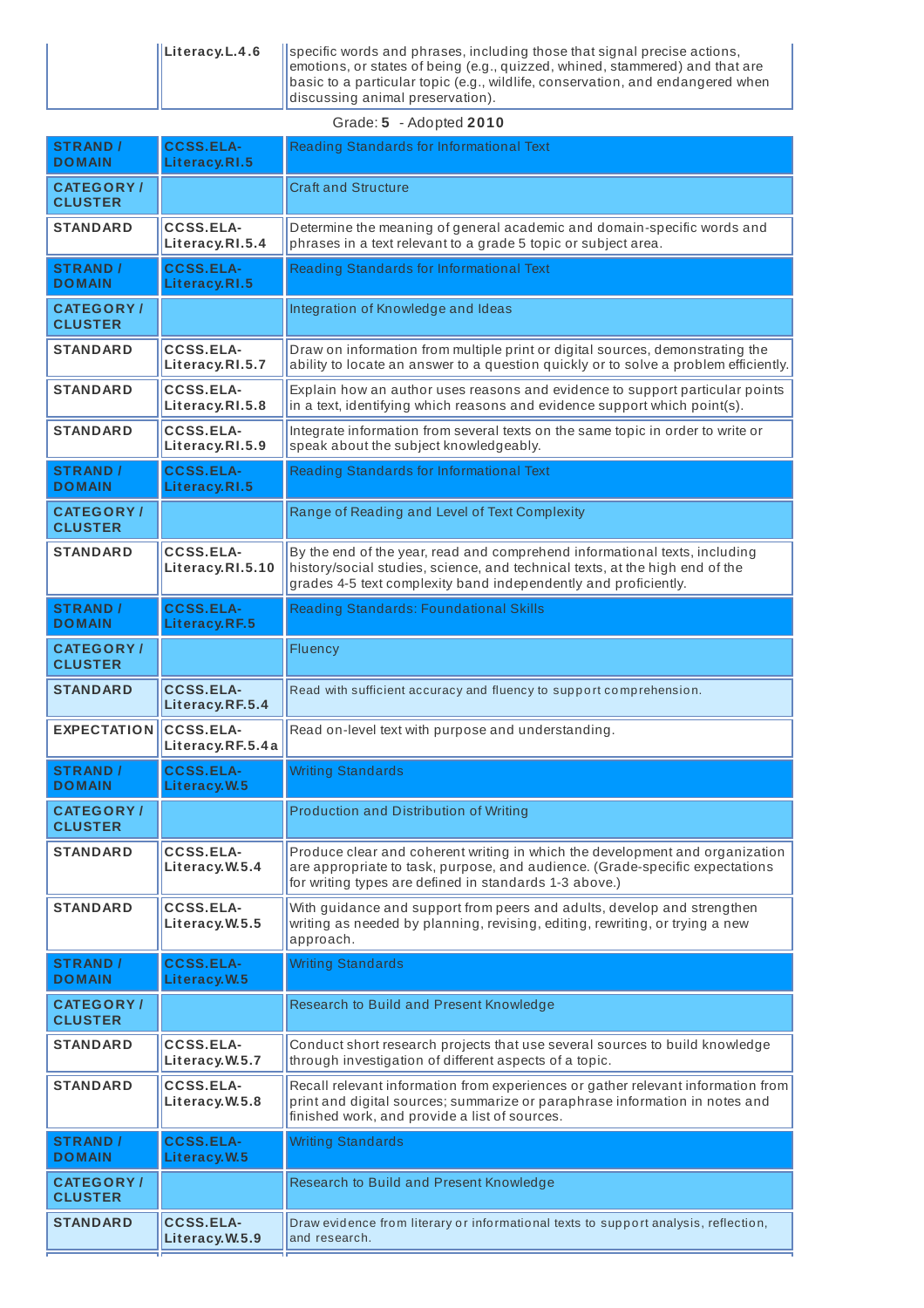| | Literacy.L.4.6 | specific words and phrases, including those that signal precise actions, emotions, or states of being (e.g., quizzed, whined, stammered) and that are basic to a particular topic (e.g., wildlife, conservation, and endangered when discussing animal preservation). |
|---|---|---|

Grade: **5** - Adopted **2010**

| STRAND / DOMAIN | CCSS.ELA-Literacy.RI.5 | Reading Standards for Informational Text |
|---|---|---|
| CATEGORY / CLUSTER | | Craft and Structure |
| STANDARD | CCSS.ELA-Literacy.RI.5.4 | Determine the meaning of general academic and domain-specific words and phrases in a text relevant to a grade 5 topic or subject area. |
| STRAND / DOMAIN | CCSS.ELA-Literacy.RI.5 | Reading Standards for Informational Text |
| CATEGORY / CLUSTER | | Integration of Knowledge and Ideas |
| STANDARD | CCSS.ELA-Literacy.RI.5.7 | Draw on information from multiple print or digital sources, demonstrating the ability to locate an answer to a question quickly or to solve a problem efficiently. |
| STANDARD | CCSS.ELA-Literacy.RI.5.8 | Explain how an author uses reasons and evidence to support particular points in a text, identifying which reasons and evidence support which point(s). |
| STANDARD | CCSS.ELA-Literacy.RI.5.9 | Integrate information from several texts on the same topic in order to write or speak about the subject knowledgeably. |
| STRAND / DOMAIN | CCSS.ELA-Literacy.RI.5 | Reading Standards for Informational Text |
| CATEGORY / CLUSTER | | Range of Reading and Level of Text Complexity |
| STANDARD | CCSS.ELA-Literacy.RI.5.10 | By the end of the year, read and comprehend informational texts, including history/social studies, science, and technical texts, at the high end of the grades 4-5 text complexity band independently and proficiently. |
| STRAND / DOMAIN | CCSS.ELA-Literacy.RF.5 | Reading Standards: Foundational Skills |
| CATEGORY / CLUSTER | | Fluency |
| STANDARD | CCSS.ELA-Literacy.RF.5.4 | Read with sufficient accuracy and fluency to support comprehension. |
| EXPECTATION | CCSS.ELA-Literacy.RF.5.4a | Read on-level text with purpose and understanding. |
| STRAND / DOMAIN | CCSS.ELA-Literacy.W.5 | Writing Standards |
| CATEGORY / CLUSTER | | Production and Distribution of Writing |
| STANDARD | CCSS.ELA-Literacy.W.5.4 | Produce clear and coherent writing in which the development and organization are appropriate to task, purpose, and audience. (Grade-specific expectations for writing types are defined in standards 1-3 above.) |
| STANDARD | CCSS.ELA-Literacy.W.5.5 | With guidance and support from peers and adults, develop and strengthen writing as needed by planning, revising, editing, rewriting, or trying a new approach. |
| STRAND / DOMAIN | CCSS.ELA-Literacy.W.5 | Writing Standards |
| CATEGORY / CLUSTER | | Research to Build and Present Knowledge |
| STANDARD | CCSS.ELA-Literacy.W.5.7 | Conduct short research projects that use several sources to build knowledge through investigation of different aspects of a topic. |
| STANDARD | CCSS.ELA-Literacy.W.5.8 | Recall relevant information from experiences or gather relevant information from print and digital sources; summarize or paraphrase information in notes and finished work, and provide a list of sources. |
| STRAND / DOMAIN | CCSS.ELA-Literacy.W.5 | Writing Standards |
| CATEGORY / CLUSTER | | Research to Build and Present Knowledge |
| STANDARD | CCSS.ELA-Literacy.W.5.9 | Draw evidence from literary or informational texts to support analysis, reflection, and research. |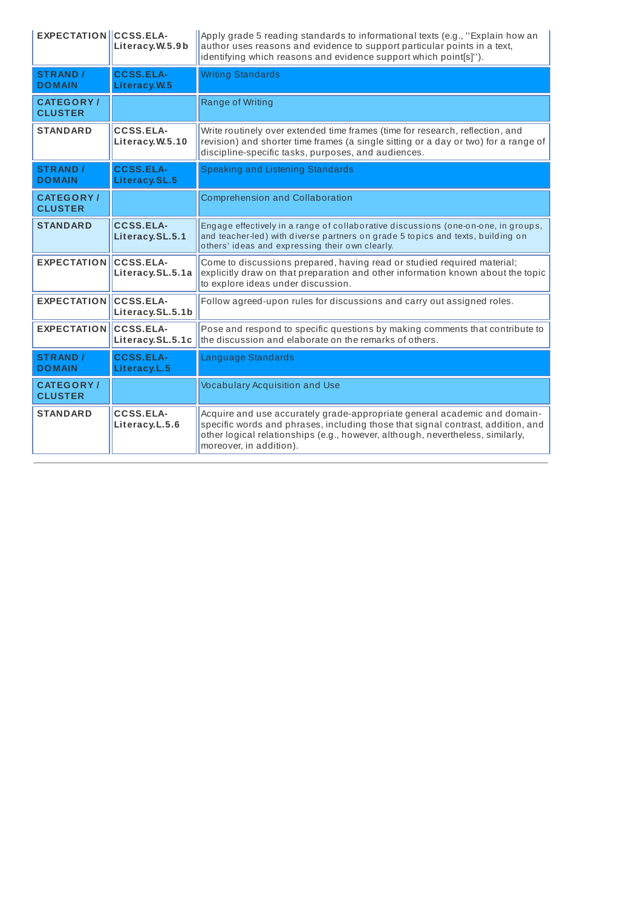| | | |
|---|---|---|
| **EXPECTATION** | **CCSS.ELA-Literacy.W.5.9b** | Apply grade 5 reading standards to informational texts (e.g., ''Explain how an author uses reasons and evidence to support particular points in a text, identifying which reasons and evidence support which point[s]''). |
| **STRAND / DOMAIN** | **CCSS.ELA-Literacy.W.5** | Writing Standards |
| **CATEGORY / CLUSTER** | | Range of Writing |
| **STANDARD** | **CCSS.ELA-Literacy.W.5.10** | Write routinely over extended time frames (time for research, reflection, and revision) and shorter time frames (a single sitting or a day or two) for a range of discipline-specific tasks, purposes, and audiences. |
| **STRAND / DOMAIN** | **CCSS.ELA-Literacy.SL.5** | Speaking and Listening Standards |
| **CATEGORY / CLUSTER** | | Comprehension and Collaboration |
| **STANDARD** | **CCSS.ELA-Literacy.SL.5.1** | Engage effectively in a range of collaborative discussions (one-on-one, in groups, and teacher-led) with diverse partners on grade 5 topics and texts, building on others' ideas and expressing their own clearly. |
| **EXPECTATION** | **CCSS.ELA-Literacy.SL.5.1a** | Come to discussions prepared, having read or studied required material; explicitly draw on that preparation and other information known about the topic to explore ideas under discussion. |
| **EXPECTATION** | **CCSS.ELA-Literacy.SL.5.1b** | Follow agreed-upon rules for discussions and carry out assigned roles. |
| **EXPECTATION** | **CCSS.ELA-Literacy.SL.5.1c** | Pose and respond to specific questions by making comments that contribute to the discussion and elaborate on the remarks of others. |
| **STRAND / DOMAIN** | **CCSS.ELA-Literacy.L.5** | Language Standards |
| **CATEGORY / CLUSTER** | | Vocabulary Acquisition and Use |
| **STANDARD** | **CCSS.ELA-Literacy.L.5.6** | Acquire and use accurately grade-appropriate general academic and domain-specific words and phrases, including those that signal contrast, addition, and other logical relationships (e.g., however, although, nevertheless, similarly, moreover, in addition). |